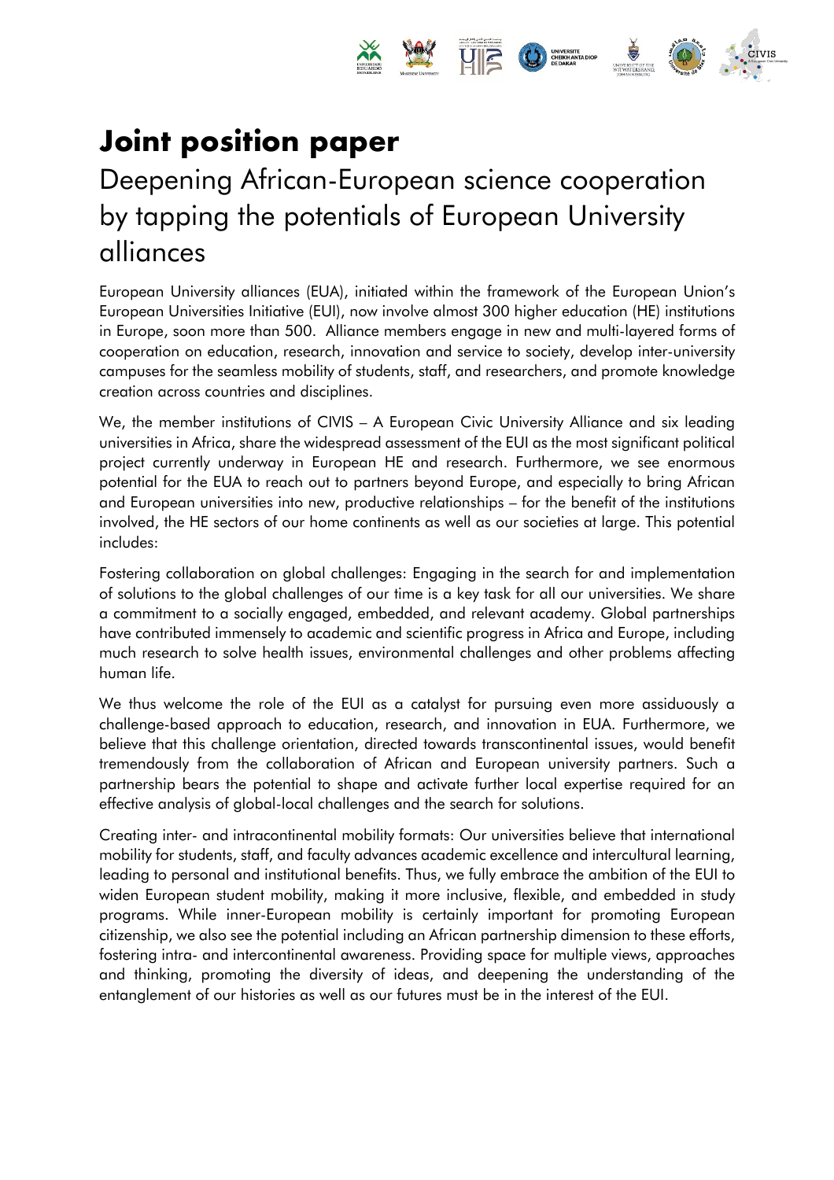# Joint position paper

## Deepening African-European science cooperation by tapping the potentials of European University alliances

European University alliances (EUA), initiated within the framework of the European Union's European Universities Initiative (EUI), now involve almost 300 higher education (HE) institutions in Europe, soon more than 500. Alliance members engage in new and multi-layered forms of cooperation on education, research, innovation and service to society, develop inter-university campuses for the seamless mobility of students, staff, and researchers, and promote knowledge creation across countries and disciplines.

We, the member institutions of CIVIS – A European Civic University Alliance and six leading universities in Africa, share the widespread assessment of the EUI as the most significant political project currently underway in European HE and research. Furthermore, we see enormous potential for the EUA to reach out to partners beyond Europe, and especially to bring African and European universities into new, productive relationships – for the benefit of the institutions involved, the HE sectors of our home continents as well as our societies at large. This potential includes:

Fostering collaboration on global challenges: Engaging in the search for and implementation of solutions to the global challenges of our time is a key task for all our universities. We share a commitment to a socially engaged, embedded, and relevant academy. Global partnerships have contributed immensely to academic and scientific progress in Africa and Europe, including much research to solve health issues, environmental challenges and other problems affecting human life.

We thus welcome the role of the EUI as a catalyst for pursuing even more assiduously a challenge-based approach to education, research, and innovation in EUA. Furthermore, we believe that this challenge orientation, directed towards transcontinental issues, would benefit tremendously from the collaboration of African and European university partners. Such a partnership bears the potential to shape and activate further local expertise required for an effective analysis of global-local challenges and the search for solutions.

Creating inter- and intracontinental mobility formats: Our universities believe that international mobility for students, staff, and faculty advances academic excellence and intercultural learning, leading to personal and institutional benefits. Thus, we fully embrace the ambition of the EUI to widen European student mobility, making it more inclusive, flexible, and embedded in study programs. While inner-European mobility is certainly important for promoting European citizenship, we also see the potential including an African partnership dimension to these efforts, fostering intra- and intercontinental awareness. Providing space for multiple views, approaches and thinking, promoting the diversity of ideas, and deepening the understanding of the entanglement of our histories as well as our futures must be in the interest of the EUI.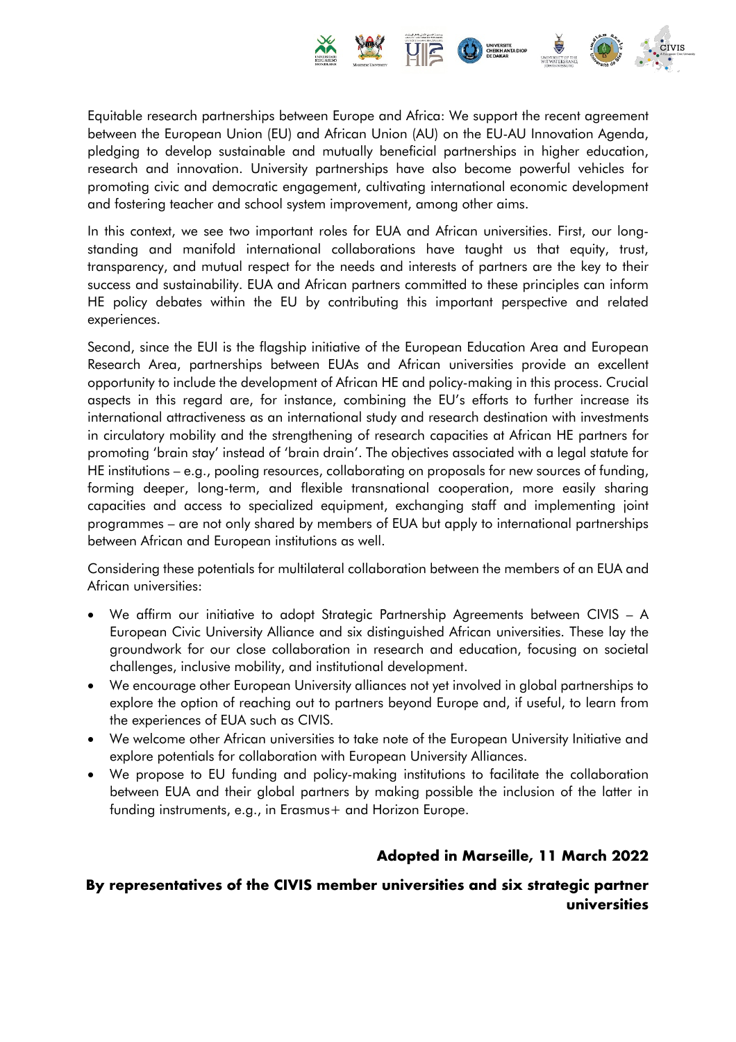Equitable research partnerships between Europe and Africa: We support the recent agreement between the European Union (EU) and African Union (AU) on the EU-AU Innovation Agenda, pledging to develop sustainable and mutually beneficial partnerships in higher education, research and innovation. University partnerships have also become powerful vehicles for promoting civic and democratic engagement, cultivating international economic development and fostering teacher and school system improvement, among other aims.

In this context, we see two important roles for EUA and African universities. First, our long-standing and manifold international collaborations have taught us that equity, trust, transparency, and mutual respect for the needs and interests of partners are the key to their success and sustainability. EUA and African partners committed to these principles can inform HE policy debates within the EU by contributing this important perspective and related experiences.

Second, since the EUI is the flagship initiative of the European Education Area and European Research Area, partnerships between EUAs and African universities provide an excellent opportunity to include the development of African HE and policy-making in this process. Crucial aspects in this regard are, for instance, combining the EU's efforts to further increase its international attractiveness as an international study and research destination with investments in circulatory mobility and the strengthening of research capacities at African HE partners for promoting 'brain stay' instead of 'brain drain'. The objectives associated with a legal statute for HE institutions – e.g., pooling resources, collaborating on proposals for new sources of funding, forming deeper, long-term, and flexible transnational cooperation, more easily sharing capacities and access to specialized equipment, exchanging staff and implementing joint programmes – are not only shared by members of EUA but apply to international partnerships between African and European institutions as well.

Considering these potentials for multilateral collaboration between the members of an EUA and African universities:

- We affirm our initiative to adopt Strategic Partnership Agreements between CIVIS – A European Civic University Alliance and six distinguished African universities. These lay the groundwork for our close collaboration in research and education, focusing on societal challenges, inclusive mobility, and institutional development.
- We encourage other European University alliances not yet involved in global partnerships to explore the option of reaching out to partners beyond Europe and, if useful, to learn from the experiences of EUA such as CIVIS.
- We welcome other African universities to take note of the European University Initiative and explore potentials for collaboration with European University Alliances.
- We propose to EU funding and policy-making institutions to facilitate the collaboration between EUA and their global partners by making possible the inclusion of the latter in funding instruments, e.g., in Erasmus+ and Horizon Europe.

**Adopted in Marseille, 11 March 2022**

**By representatives of the CIVIS member universities and six strategic partner universities**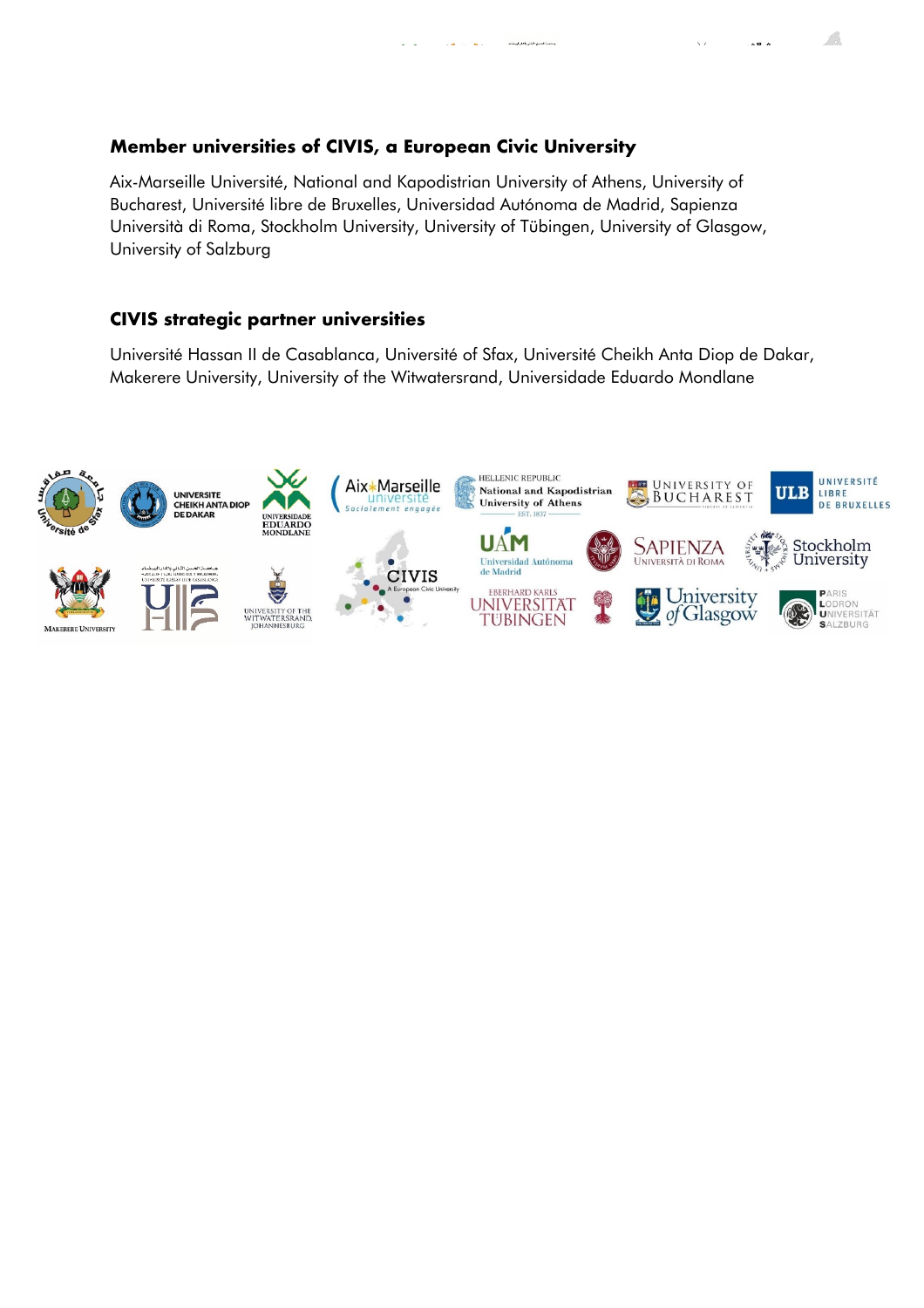**Member universities of CIVIS, a European Civic University**

Aix-Marseille Université, National and Kapodistrian University of Athens, University of Bucharest, Université libre de Bruxelles, Universidad Autónoma de Madrid, Sapienza Università di Roma, Stockholm University, University of Tübingen, University of Glasgow, University of Salzburg

**CIVIS strategic partner universities**

Université Hassan II de Casablanca, Université of Sfax, Université Cheikh Anta Diop de Dakar, Makerere University, University of the Witwatersrand, Universidade Eduardo Mondlane